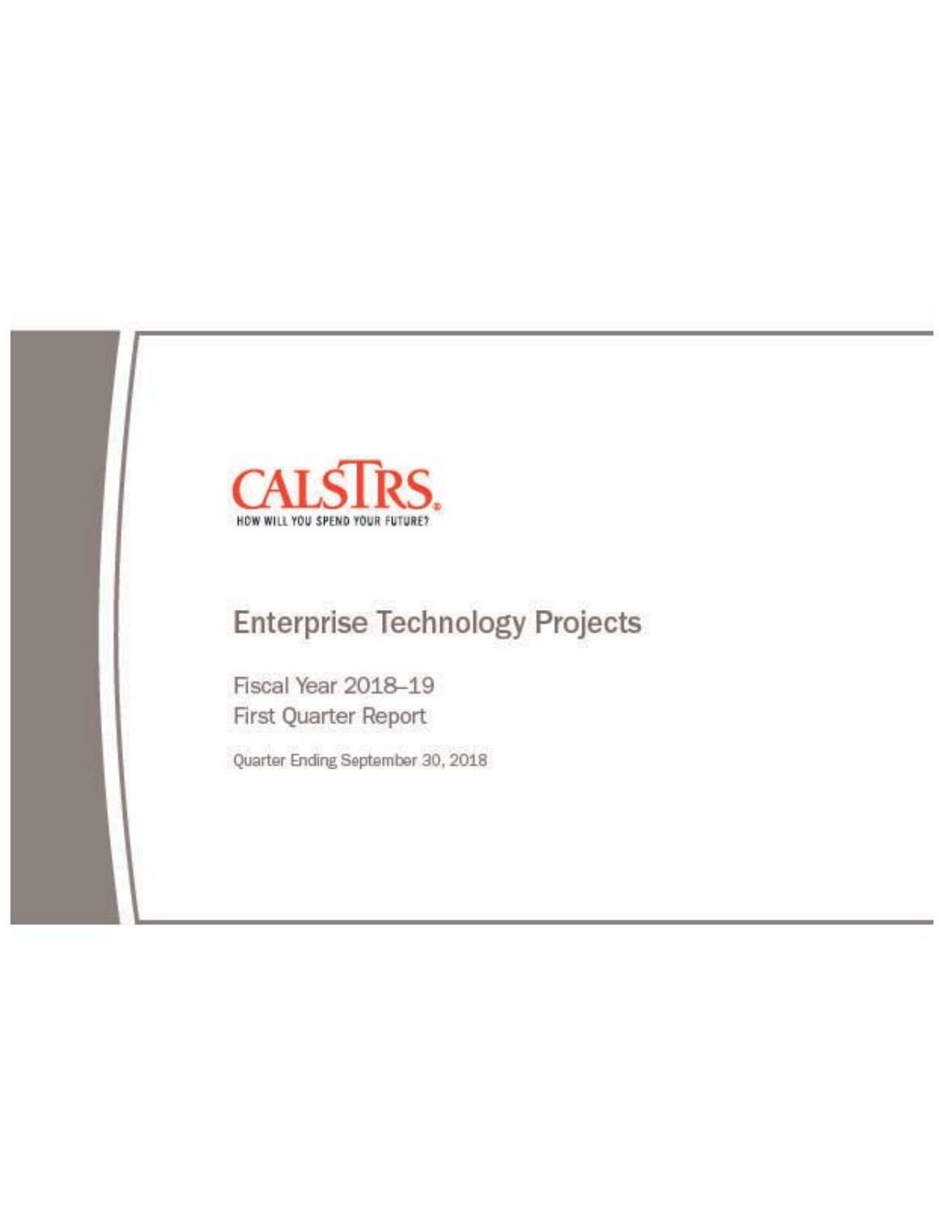CALSTRS

HOW WILL YOU SPEND YOUR FUTURE?

# Enterprise Technology Projects

## Fiscal Year 2018–19
## First Quarter Report

Quarter Ending September 30, 2018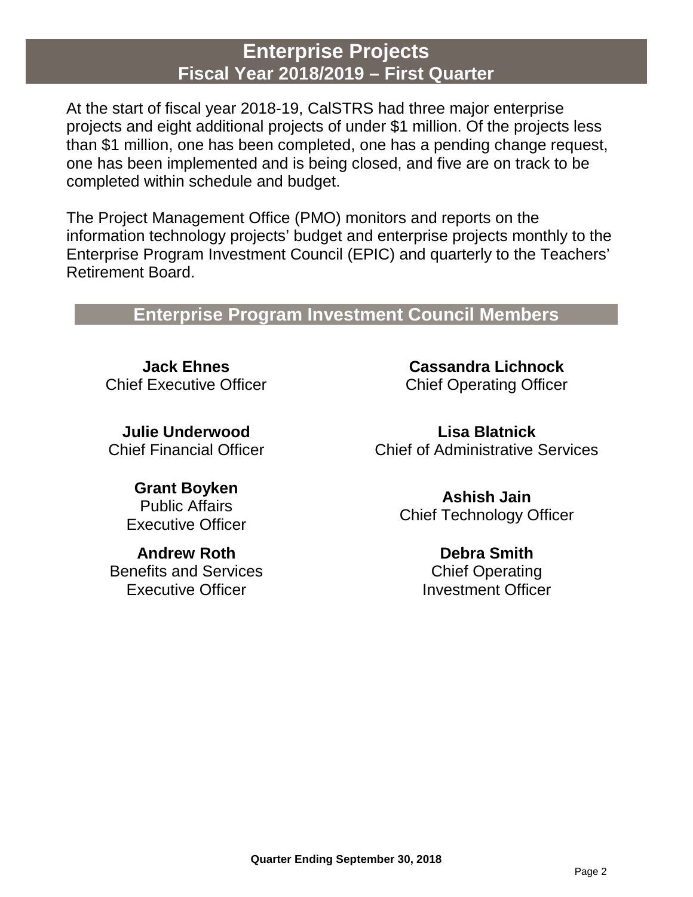# Enterprise Projects
## Fiscal Year 2018/2019 – First Quarter

At the start of fiscal year 2018-19, CalSTRS had three major enterprise projects and eight additional projects of under $1 million. Of the projects less than $1 million, one has been completed, one has a pending change request, one has been implemented and is being closed, and five are on track to be completed within schedule and budget.

The Project Management Office (PMO) monitors and reports on the information technology projects' budget and enterprise projects monthly to the Enterprise Program Investment Council (EPIC) and quarterly to the Teachers' Retirement Board.

## Enterprise Program Investment Council Members

**Jack Ehnes**
Chief Executive Officer

**Cassandra Lichnock**
Chief Operating Officer

**Julie Underwood**
Chief Financial Officer

**Lisa Blatnick**
Chief of Administrative Services

**Grant Boyken**
Public Affairs
Executive Officer

**Ashish Jain**
Chief Technology Officer

**Andrew Roth**
Benefits and Services
Executive Officer

**Debra Smith**
Chief Operating
Investment Officer

**Quarter Ending September 30, 2018**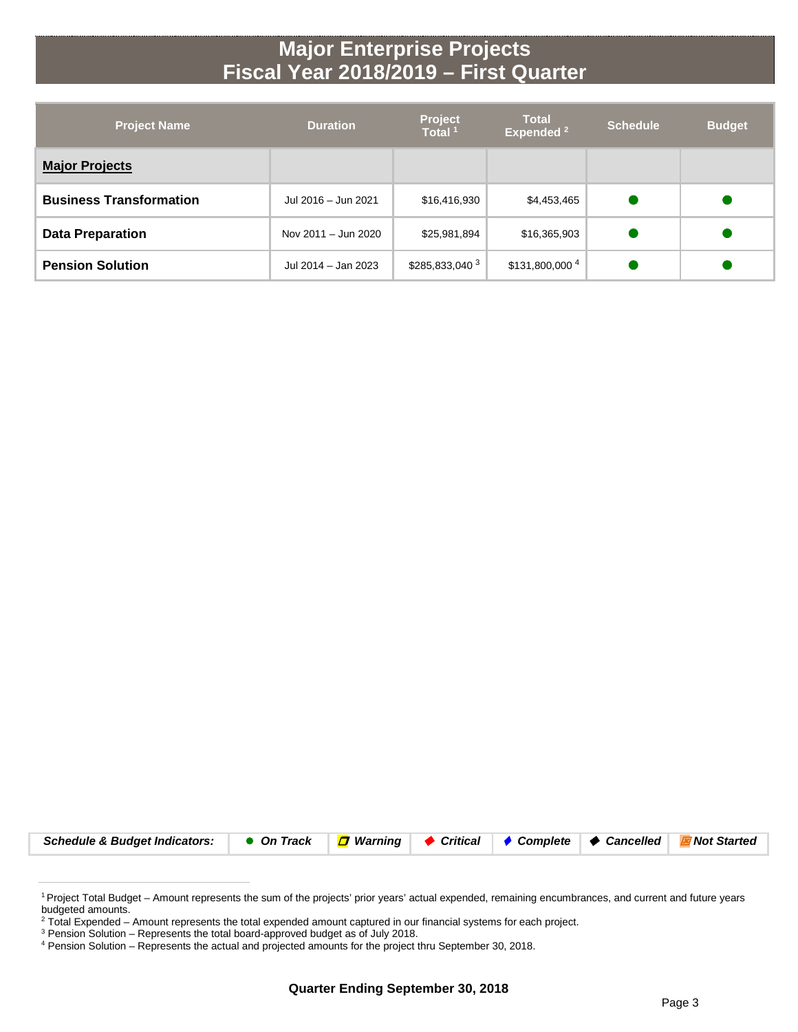# Major Enterprise Projects
# Fiscal Year 2018/2019 – First Quarter

| Project Name | Duration | Project Total [1] | Total Expended [2] | Schedule | Budget |
|---|---|---|---|---|---|
| **Major Projects** | | | | | |
| **Business Transformation** | Jul 2016 – Jun 2021 | $16,416,930 | $4,453,465 | ● | ● |
| **Data Preparation** | Nov 2011 – Jun 2020 | $25,981,894 | $16,365,903 | ● | ● |
| **Pension Solution** | Jul 2014 – Jan 2023 | $285,833,040 [3] | $131,800,000 [4] | ● | ● |

| ***Schedule & Budget Indicators:*** | ● ***On Track*** | ***Warning*** | ◆ ***Critical*** | ◆ ***Complete*** | ◆ ***Cancelled*** | ***Not Started*** |
|---|---|---|---|---|---|---|

[1] Project Total Budget – Amount represents the sum of the projects' prior years' actual expended, remaining encumbrances, and current and future years budgeted amounts.

[2] Total Expended – Amount represents the total expended amount captured in our financial systems for each project.

[3] Pension Solution – Represents the total board-approved budget as of July 2018.

[4] Pension Solution – Represents the actual and projected amounts for the project thru September 30, 2018.

**Quarter Ending September 30, 2018**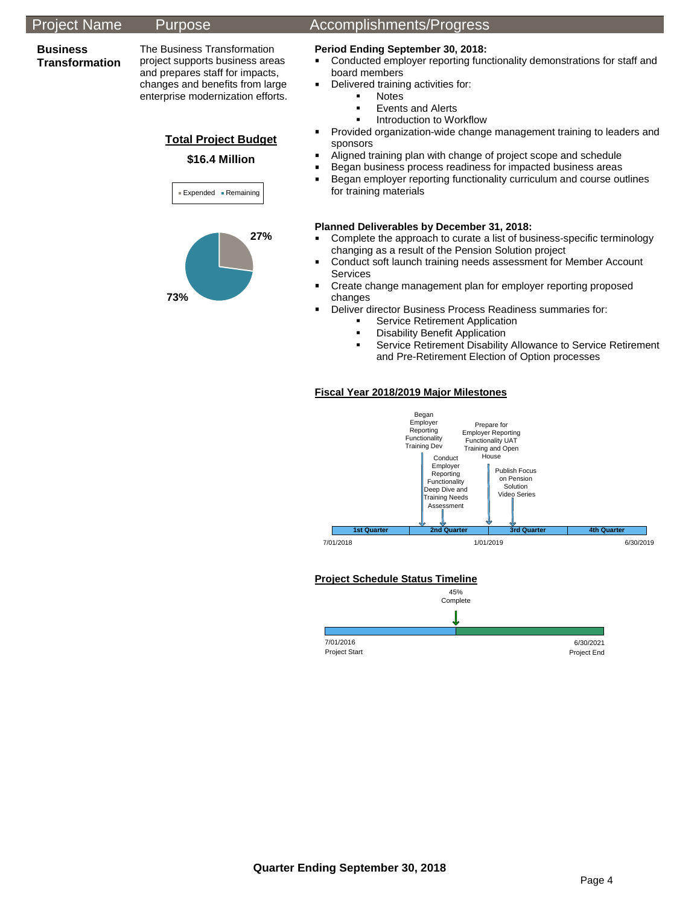| Project Name | Purpose | Accomplishments/Progress |
|---|---|---|

**Business Transformation**

The Business Transformation project supports business areas and prepares staff for impacts, changes and benefits from large enterprise modernization efforts.

**Total Project Budget**

**$16.4 Million**

Expended 27% · Remaining 73%

**Period Ending September 30, 2018:**

- Conducted employer reporting functionality demonstrations for staff and board members
- Delivered training activities for:
  - Notes
  - Events and Alerts
  - Introduction to Workflow
- Provided organization-wide change management training to leaders and sponsors
- Aligned training plan with change of project scope and schedule
- Began business process readiness for impacted business areas
- Began employer reporting functionality curriculum and course outlines for training materials

**Planned Deliverables by December 31, 2018:**

- Complete the approach to curate a list of business-specific terminology changing as a result of the Pension Solution project
- Conduct soft launch training needs assessment for Member Account Services
- Create change management plan for employer reporting proposed changes
- Deliver director Business Process Readiness summaries for:
  - Service Retirement Application
  - Disability Benefit Application
  - Service Retirement Disability Allowance to Service Retirement and Pre-Retirement Election of Option processes

**Fiscal Year 2018/2019 Major Milestones**

- Began Employer Reporting Functionality Training Dev
- Conduct Employer Reporting Functionality Deep Dive and Training Needs Assessment
- Prepare for Employer Reporting Functionality UAT Training and Open House
- Publish Focus on Pension Solution Video Series

1st Quarter | 2nd Quarter | 3rd Quarter | 4th Quarter

7/01/2018 — 1/01/2019 — 6/30/2019

**Project Schedule Status Timeline**

45% Complete

7/01/2016 Project Start — 6/30/2021 Project End

**Quarter Ending September 30, 2018**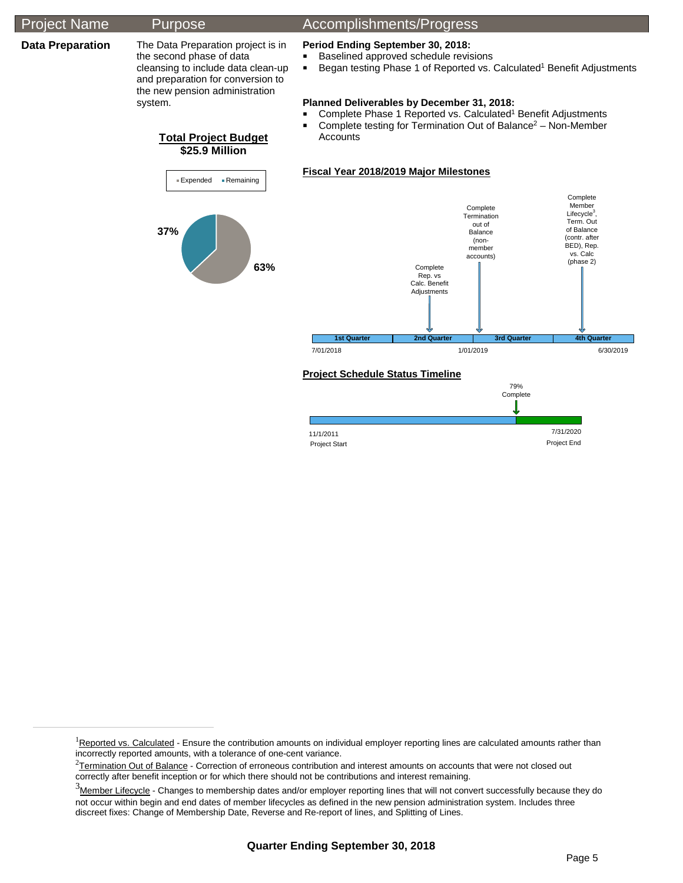| Project Name | Purpose | Accomplishments/Progress |
| --- | --- | --- |
| **Data Preparation** | The Data Preparation project is in the second phase of data cleansing to include data clean-up and preparation for conversion to the new pension administration system. | **Period Ending September 30, 2018:** |

**Period Ending September 30, 2018:**

- Baselined approved schedule revisions
- Began testing Phase 1 of Reported vs. Calculated[1] Benefit Adjustments

**Planned Deliverables by December 31, 2018:**

- Complete Phase 1 Reported vs. Calculated[1] Benefit Adjustments
- Complete testing for Termination Out of Balance[2] – Non-Member Accounts

**Total Project Budget**
**$25.9 Million**

Expended: 63%
Remaining: 37%

**Fiscal Year 2018/2019 Major Milestones**

| 1st Quarter | 2nd Quarter | 3rd Quarter | 4th Quarter |
| --- | --- | --- | --- |
| | Complete Rep. vs Calc. Benefit Adjustments | Complete Termination out of Balance (non-member accounts) | Complete Member Lifecycle[3], Term. Out of Balance (contr. after BED), Rep. vs. Calc (phase 2) |

7/01/2018 — 1/01/2019 — 6/30/2019

**Project Schedule Status Timeline**

79% Complete

11/1/2011 Project Start — 7/31/2020 Project End

---

[1]Reported vs. Calculated - Ensure the contribution amounts on individual employer reporting lines are calculated amounts rather than incorrectly reported amounts, with a tolerance of one-cent variance.

[2]Termination Out of Balance - Correction of erroneous contribution and interest amounts on accounts that were not closed out correctly after benefit inception or for which there should not be contributions and interest remaining.

[3]Member Lifecycle - Changes to membership dates and/or employer reporting lines that will not convert successfully because they do not occur within begin and end dates of member lifecycles as defined in the new pension administration system. Includes three discreet fixes: Change of Membership Date, Reverse and Re-report of lines, and Splitting of Lines.

**Quarter Ending September 30, 2018**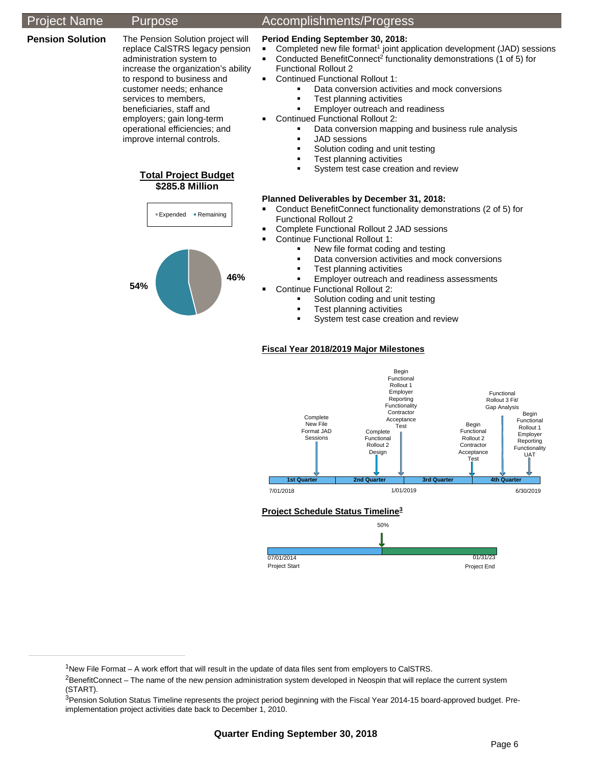| Project Name | Purpose | Accomplishments/Progress |
|---|---|---|

**Pension Solution**

The Pension Solution project will replace CalSTRS legacy pension administration system to increase the organization's ability to respond to business and customer needs; enhance services to members, beneficiaries, staff and employers; gain long-term operational efficiencies; and improve internal controls.

**Total Project Budget**
**$285.8 Million**

Expended 46%; Remaining 54%

**Period Ending September 30, 2018:**

- Completed new file format[1] joint application development (JAD) sessions
- Conducted BenefitConnect[2] functionality demonstrations (1 of 5) for Functional Rollout 2
- Continued Functional Rollout 1:
  - Data conversion activities and mock conversions
  - Test planning activities
  - Employer outreach and readiness
- Continued Functional Rollout 2:
  - Data conversion mapping and business rule analysis
  - JAD sessions
  - Solution coding and unit testing
  - Test planning activities
  - System test case creation and review

**Planned Deliverables by December 31, 2018:**

- Conduct BenefitConnect functionality demonstrations (2 of 5) for Functional Rollout 2
- Complete Functional Rollout 2 JAD sessions
- Continue Functional Rollout 1:
  - New file format coding and testing
  - Data conversion activities and mock conversions
  - Test planning activities
  - Employer outreach and readiness assessments
- Continue Functional Rollout 2:
  - Solution coding and unit testing
  - Test planning activities
  - System test case creation and review

**Fiscal Year 2018/2019 Major Milestones**

7/01/2018 – 1/01/2019 – 6/30/2019

- 1st Quarter: Complete New File Format JAD Sessions
- 2nd Quarter: Complete Functional Rollout 2 Design; Begin Functional Rollout 1 Employer Reporting Functionality Contractor Acceptance Test
- 3rd Quarter: Begin Functional Rollout 2 Contractor Acceptance Test
- 4th Quarter: Functional Rollout 3 Fit/Gap Analysis; Begin Functional Rollout 1 Employer Reporting Functionality UAT

**Project Schedule Status Timeline[3]**

50%

07/01/2014 Project Start — 01/31/23 Project End

[1]New File Format – A work effort that will result in the update of data files sent from employers to CalSTRS.

[2]BenefitConnect – The name of the new pension administration system developed in Neospin that will replace the current system (START).

[3]Pension Solution Status Timeline represents the project period beginning with the Fiscal Year 2014-15 board-approved budget. Pre-implementation project activities date back to December 1, 2010.

**Quarter Ending September 30, 2018**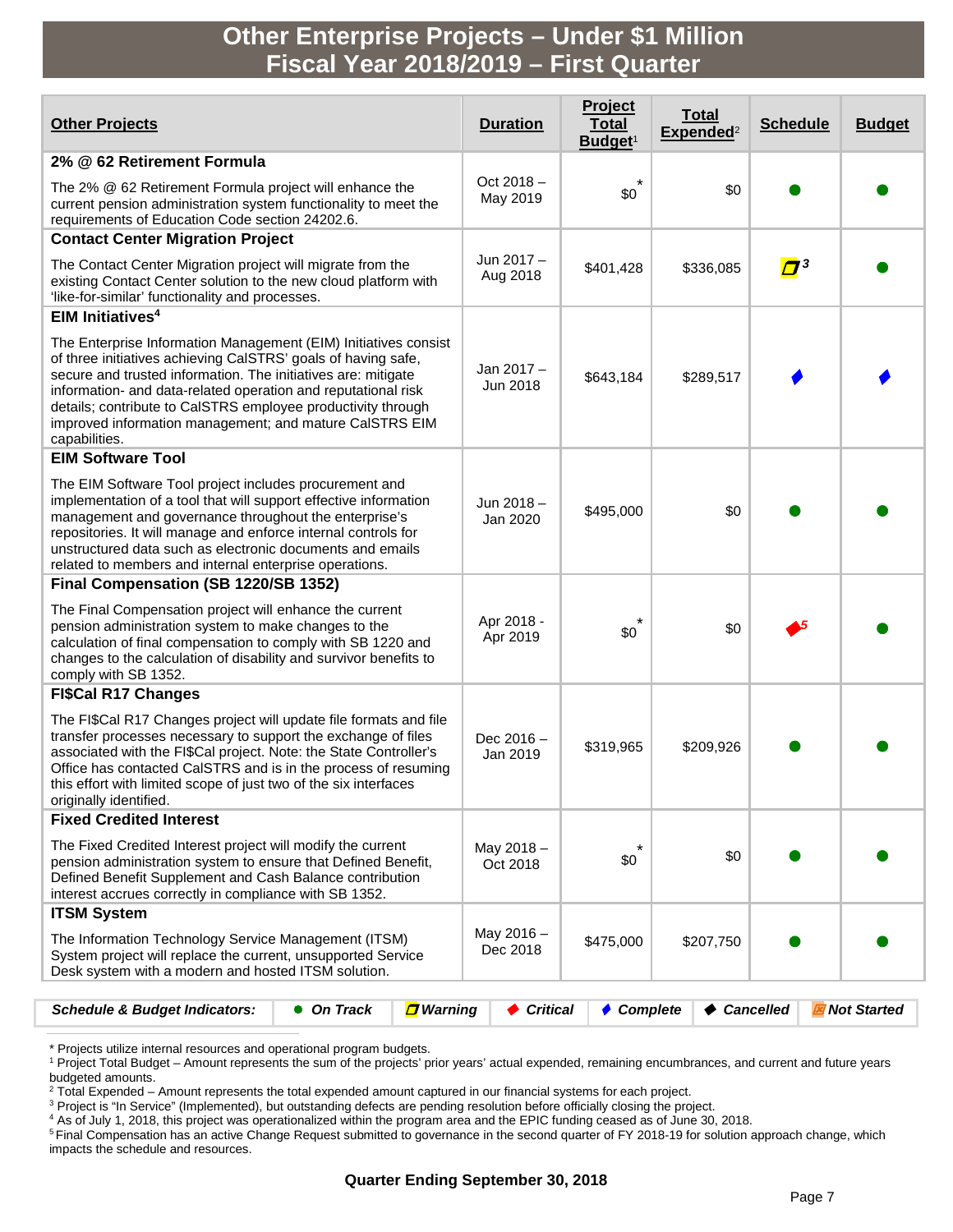# Other Enterprise Projects – Under $1 Million
# Fiscal Year 2018/2019 – First Quarter

| Other Projects | Duration | Project Total Budget[1] | Total Expended[2] | Schedule | Budget |
|---|---|---|---|---|---|
| **2% @ 62 Retirement Formula**<br>The 2% @ 62 Retirement Formula project will enhance the current pension administration system functionality to meet the requirements of Education Code section 24202.6. | Oct 2018 – May 2019 | $0* | $0 | On Track | On Track |
| **Contact Center Migration Project**<br>The Contact Center Migration project will migrate from the existing Contact Center solution to the new cloud platform with 'like-for-similar' functionality and processes. | Jun 2017 – Aug 2018 | $401,428 | $336,085 | Warning[3] | On Track |
| **EIM Initiatives[4]**<br>The Enterprise Information Management (EIM) Initiatives consist of three initiatives achieving CalSTRS' goals of having safe, secure and trusted information. The initiatives are: mitigate information- and data-related operation and reputational risk details; contribute to CalSTRS employee productivity through improved information management; and mature CalSTRS EIM capabilities. | Jan 2017 – Jun 2018 | $643,184 | $289,517 | Complete | Complete |
| **EIM Software Tool**<br>The EIM Software Tool project includes procurement and implementation of a tool that will support effective information management and governance throughout the enterprise's repositories. It will manage and enforce internal controls for unstructured data such as electronic documents and emails related to members and internal enterprise operations. | Jun 2018 – Jan 2020 | $495,000 | $0 | On Track | On Track |
| **Final Compensation (SB 1220/SB 1352)**<br>The Final Compensation project will enhance the current pension administration system to make changes to the calculation of final compensation to comply with SB 1220 and changes to the calculation of disability and survivor benefits to comply with SB 1352. | Apr 2018 - Apr 2019 | $0* | $0 | Critical[5] | On Track |
| **FI$Cal R17 Changes**<br>The FI$Cal R17 Changes project will update file formats and file transfer processes necessary to support the exchange of files associated with the FI$Cal project. Note: the State Controller's Office has contacted CalSTRS and is in the process of resuming this effort with limited scope of just two of the six interfaces originally identified. | Dec 2016 – Jan 2019 | $319,965 | $209,926 | On Track | On Track |
| **Fixed Credited Interest**<br>The Fixed Credited Interest project will modify the current pension administration system to ensure that Defined Benefit, Defined Benefit Supplement and Cash Balance contribution interest accrues correctly in compliance with SB 1352. | May 2018 – Oct 2018 | $0* | $0 | On Track | On Track |
| **ITSM System**<br>The Information Technology Service Management (ITSM) System project will replace the current, unsupported Service Desk system with a modern and hosted ITSM solution. | May 2016 – Dec 2018 | $475,000 | $207,750 | On Track | On Track |

*Schedule & Budget Indicators:* On Track | Warning | Critical | Complete | Cancelled | Not Started

\* Projects utilize internal resources and operational program budgets.

[1] Project Total Budget – Amount represents the sum of the projects' prior years' actual expended, remaining encumbrances, and current and future years budgeted amounts.

[2] Total Expended – Amount represents the total expended amount captured in our financial systems for each project.

[3] Project is "In Service" (Implemented), but outstanding defects are pending resolution before officially closing the project.

[4] As of July 1, 2018, this project was operationalized within the program area and the EPIC funding ceased as of June 30, 2018.

[5] Final Compensation has an active Change Request submitted to governance in the second quarter of FY 2018-19 for solution approach change, which impacts the schedule and resources.

**Quarter Ending September 30, 2018**